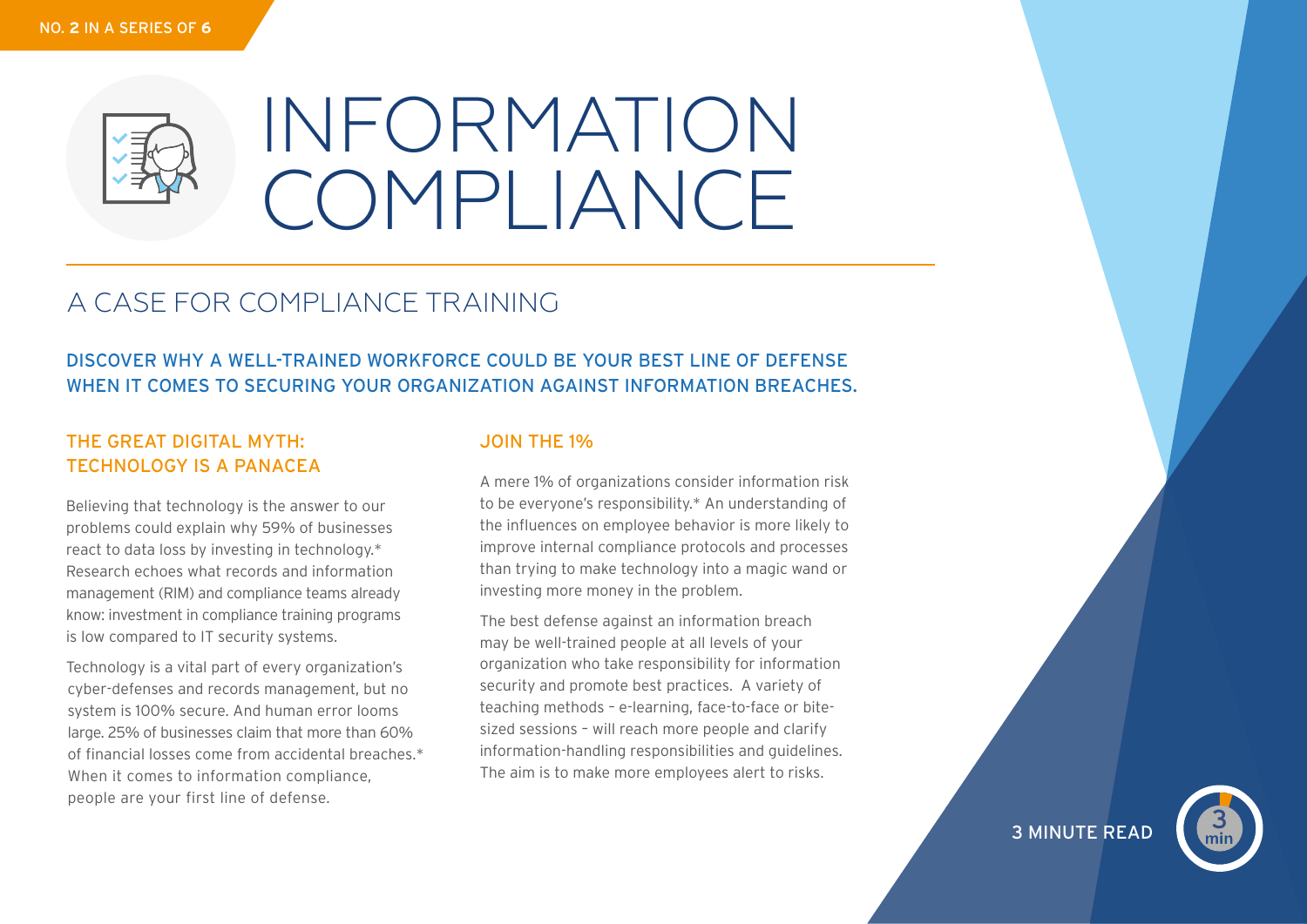NO. 2 IN A SERIES OF 6

# INFORMATION COMPLIANCE

## A CASE FOR COMPLIANCE TRAINING

**DISCOVER WHY A WELL-TRAINED WORKFORCE COULD BE YOUR BEST LINE OF DEFENSE WHEN IT COMES TO SECURING YOUR ORGANIZATION AGAINST INFORMATION BREACHES.**

### THE GREAT DIGITAL MYTH: TECHNOLOGY IS A PANACEA

Believing that technology is the answer to our problems could explain why 59% of businesses react to data loss by investing in technology.* Research echoes what records and information management (RIM) and compliance teams already know: investment in compliance training programs is low compared to IT security systems.

Technology is a vital part of every organization's cyber-defenses and records management, but no system is 100% secure. And human error looms large. 25% of businesses claim that more than 60% of financial losses come from accidental breaches.* When it comes to information compliance, people are your first line of defense.

### JOIN THE 1%

A mere 1% of organizations consider information risk to be everyone's responsibility.* An understanding of the influences on employee behavior is more likely to improve internal compliance protocols and processes than trying to make technology into a magic wand or investing more money in the problem.

The best defense against an information breach may be well-trained people at all levels of your organization who take responsibility for information security and promote best practices. A variety of teaching methods – e-learning, face-to-face or bite-sized sessions – will reach more people and clarify information-handling responsibilities and guidelines. The aim is to make more employees alert to risks.

3 MINUTE READ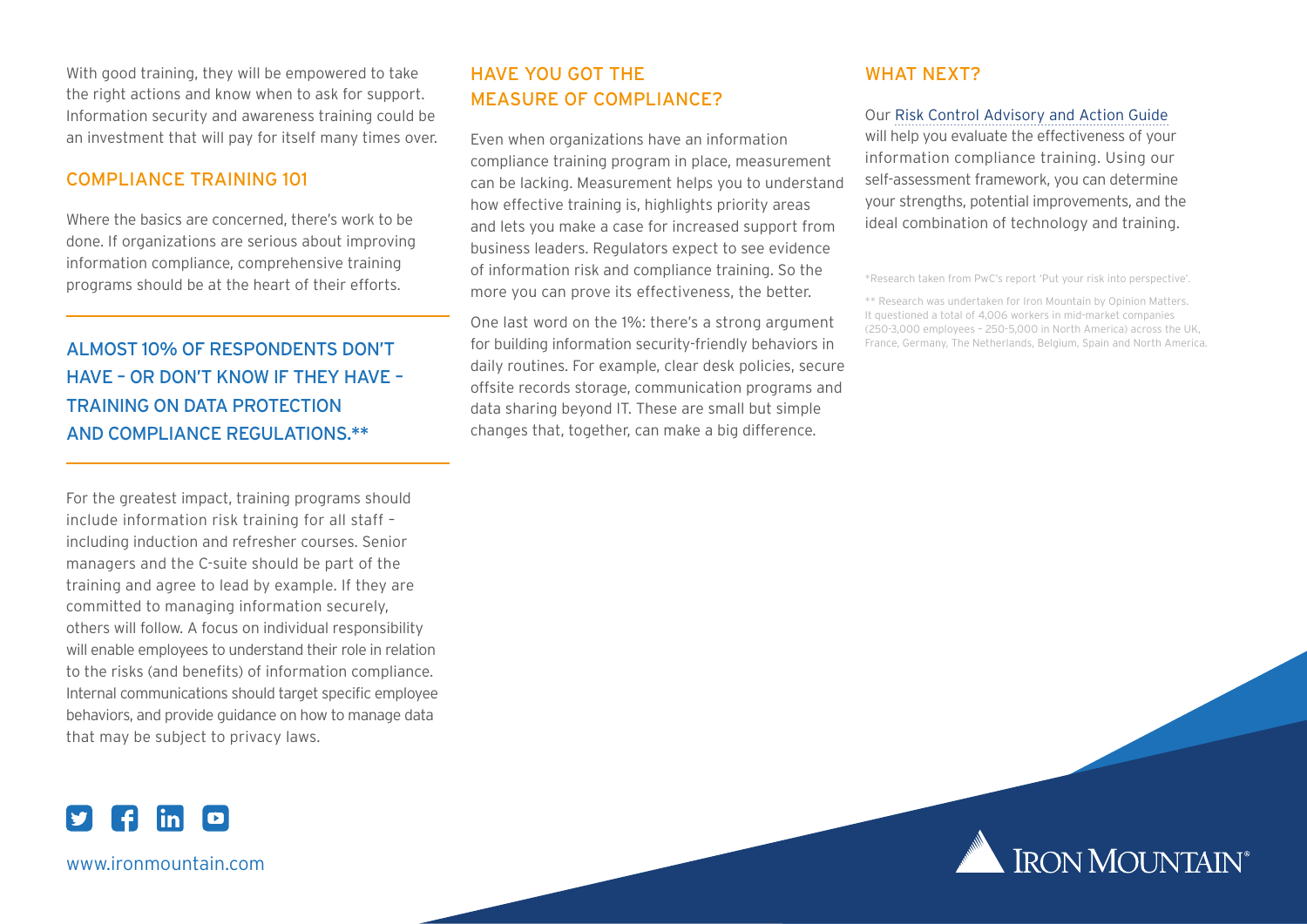With good training, they will be empowered to take the right actions and know when to ask for support. Information security and awareness training could be an investment that will pay for itself many times over.

## COMPLIANCE TRAINING 101

Where the basics are concerned, there's work to be done. If organizations are serious about improving information compliance, comprehensive training programs should be at the heart of their efforts.

**ALMOST 10% OF RESPONDENTS DON'T HAVE – OR DON'T KNOW IF THEY HAVE – TRAINING ON DATA PROTECTION AND COMPLIANCE REGULATIONS.****

For the greatest impact, training programs should include information risk training for all staff – including induction and refresher courses. Senior managers and the C-suite should be part of the training and agree to lead by example. If they are committed to managing information securely, others will follow. A focus on individual responsibility will enable employees to understand their role in relation to the risks (and benefits) of information compliance. Internal communications should target specific employee behaviors, and provide guidance on how to manage data that may be subject to privacy laws.

## HAVE YOU GOT THE MEASURE OF COMPLIANCE?

Even when organizations have an information compliance training program in place, measurement can be lacking. Measurement helps you to understand how effective training is, highlights priority areas and lets you make a case for increased support from business leaders. Regulators expect to see evidence of information risk and compliance training. So the more you can prove its effectiveness, the better.

One last word on the 1%: there's a strong argument for building information security-friendly behaviors in daily routines. For example, clear desk policies, secure offsite records storage, communication programs and data sharing beyond IT. These are small but simple changes that, together, can make a big difference.

## WHAT NEXT?

Our Risk Control Advisory and Action Guide will help you evaluate the effectiveness of your information compliance training. Using our self-assessment framework, you can determine your strengths, potential improvements, and the ideal combination of technology and training.

*Research taken from PwC's report 'Put your risk into perspective'.

** Research was undertaken for Iron Mountain by Opinion Matters. It questioned a total of 4,006 workers in mid-market companies (250-3,000 employees – 250-5,000 in North America) across the UK, France, Germany, The Netherlands, Belgium, Spain and North America.

www.ironmountain.com

IRON MOUNTAIN®